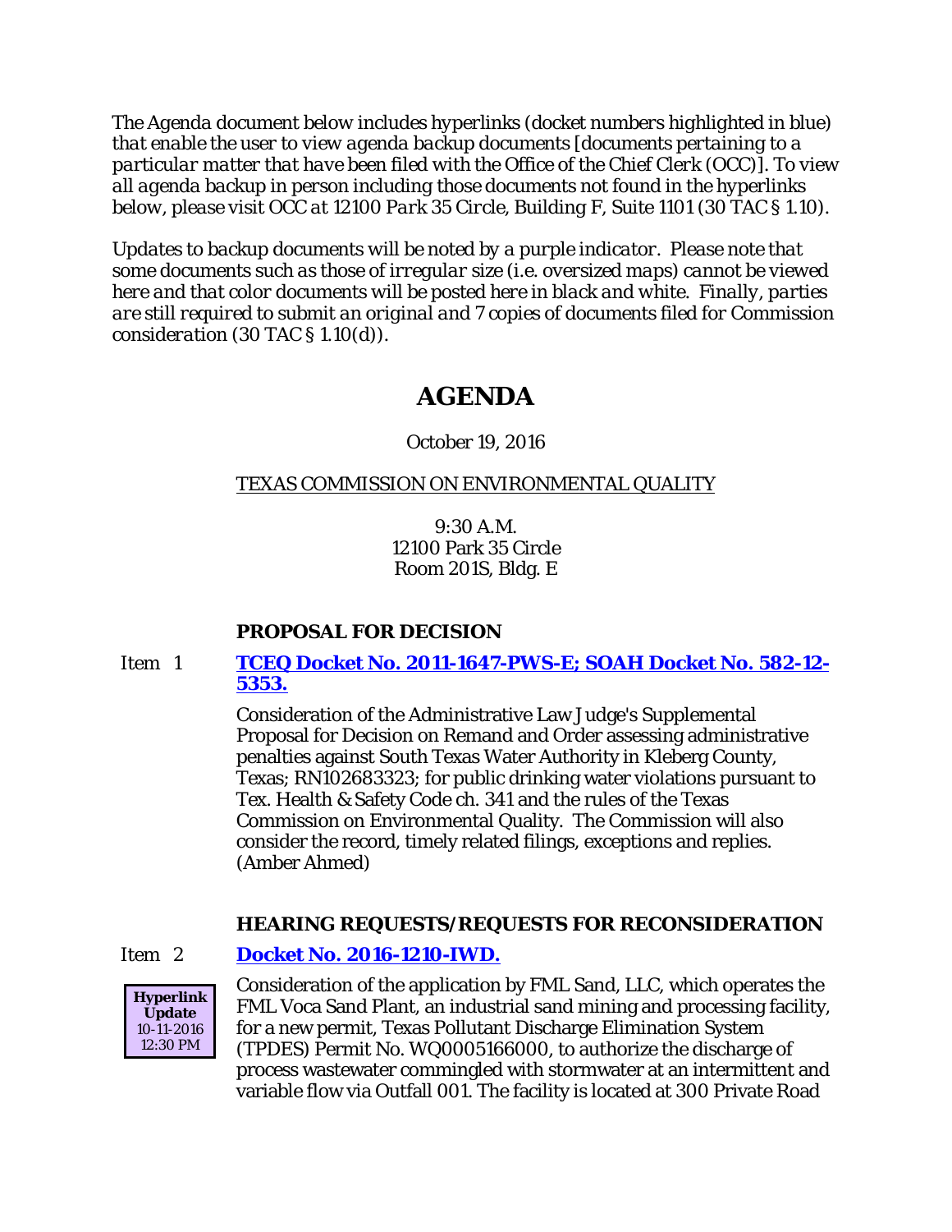*The Agenda document below includes hyperlinks (docket numbers highlighted in blue) that enable the user to view agenda backup documents [documents pertaining to a particular matter that have been filed with the Office of the Chief Clerk (OCC)]. To view all agenda backup in person including those documents not found in the hyperlinks below, please visit OCC at 12100 Park 35 Circle, Building F, Suite 1101 (30 TAC § 1.10).*

*Updates to backup documents will be noted by a purple indicator. Please note that some documents such as those of irregular size (i.e. oversized maps) cannot be viewed here and that color documents will be posted here in black and white. Finally, parties are still required to submit an original and 7 copies of documents filed for Commission consideration (30 TAC § 1.10(d)).*

# AGENDA

October 19, 2016

TEXAS COMMISSION ON ENVIRONMENTAL QUALITY

9:30 A.M.
12100 Park 35 Circle
Room 201S, Bldg. E

## PROPOSAL FOR DECISION

Item 1 **TCEQ Docket No. 2011-1647-PWS-E; SOAH Docket No. 582-12-5353.**

Consideration of the Administrative Law Judge's Supplemental Proposal for Decision on Remand and Order assessing administrative penalties against South Texas Water Authority in Kleberg County, Texas; RN102683323; for public drinking water violations pursuant to Tex. Health & Safety Code ch. 341 and the rules of the Texas Commission on Environmental Quality. The Commission will also consider the record, timely related filings, exceptions and replies. (Amber Ahmed)

## HEARING REQUESTS/REQUESTS FOR RECONSIDERATION

Item 2 **Docket No. 2016-1210-IWD.**

**Hyperlink Update** 10-11-2016 12:30 PM

Consideration of the application by FML Sand, LLC, which operates the FML Voca Sand Plant, an industrial sand mining and processing facility, for a new permit, Texas Pollutant Discharge Elimination System (TPDES) Permit No. WQ0005166000, to authorize the discharge of process wastewater commingled with stormwater at an intermittent and variable flow via Outfall 001. The facility is located at 300 Private Road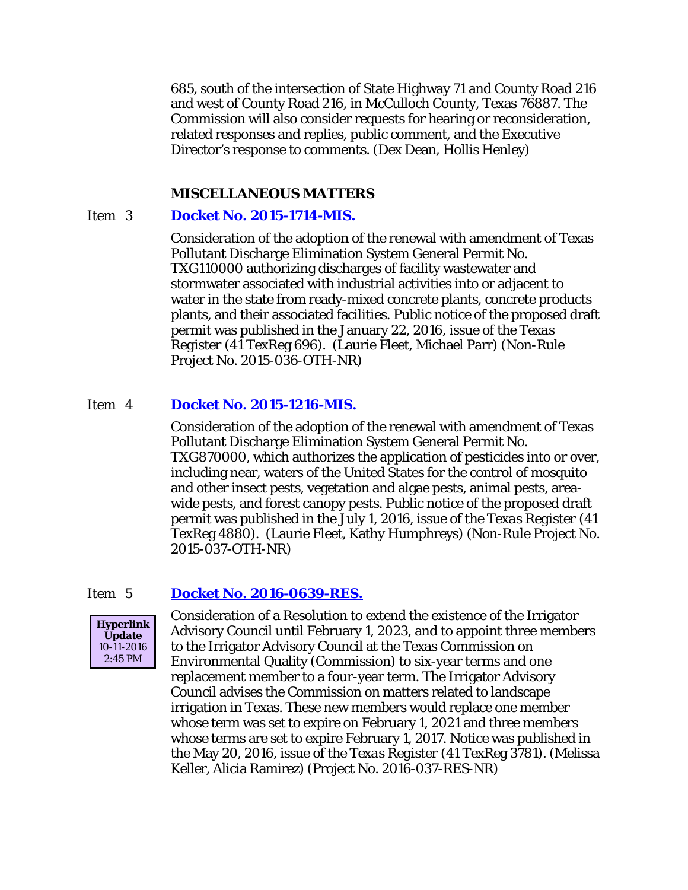685, south of the intersection of State Highway 71 and County Road 216 and west of County Road 216, in McCulloch County, Texas 76887. The Commission will also consider requests for hearing or reconsideration, related responses and replies, public comment, and the Executive Director's response to comments. (Dex Dean, Hollis Henley)

### MISCELLANEOUS MATTERS

Item 3 **Docket No. 2015-1714-MIS.**

Consideration of the adoption of the renewal with amendment of Texas Pollutant Discharge Elimination System General Permit No. TXG110000 authorizing discharges of facility wastewater and stormwater associated with industrial activities into or adjacent to water in the state from ready-mixed concrete plants, concrete products plants, and their associated facilities. Public notice of the proposed draft permit was published in the January 22, 2016, issue of the *Texas Register* (41 TexReg 696). (Laurie Fleet, Michael Parr) (Non-Rule Project No. 2015-036-OTH-NR)

Item 4 **Docket No. 2015-1216-MIS.**

Consideration of the adoption of the renewal with amendment of Texas Pollutant Discharge Elimination System General Permit No. TXG870000, which authorizes the application of pesticides into or over, including near, waters of the United States for the control of mosquito and other insect pests, vegetation and algae pests, animal pests, area-wide pests, and forest canopy pests. Public notice of the proposed draft permit was published in the July 1, 2016, issue of the *Texas Register* (41 TexReg 4880). (Laurie Fleet, Kathy Humphreys) (Non-Rule Project No. 2015-037-OTH-NR)

Item 5 **Docket No. 2016-0639-RES.**

**Hyperlink Update** 10-11-2016 2:45 PM

Consideration of a Resolution to extend the existence of the Irrigator Advisory Council until February 1, 2023, and to appoint three members to the Irrigator Advisory Council at the Texas Commission on Environmental Quality (Commission) to six-year terms and one replacement member to a four-year term. The Irrigator Advisory Council advises the Commission on matters related to landscape irrigation in Texas. These new members would replace one member whose term was set to expire on February 1, 2021 and three members whose terms are set to expire February 1, 2017. Notice was published in the May 20, 2016, issue of the *Texas Register* (41 TexReg 3781). (Melissa Keller, Alicia Ramirez) (Project No. 2016-037-RES-NR)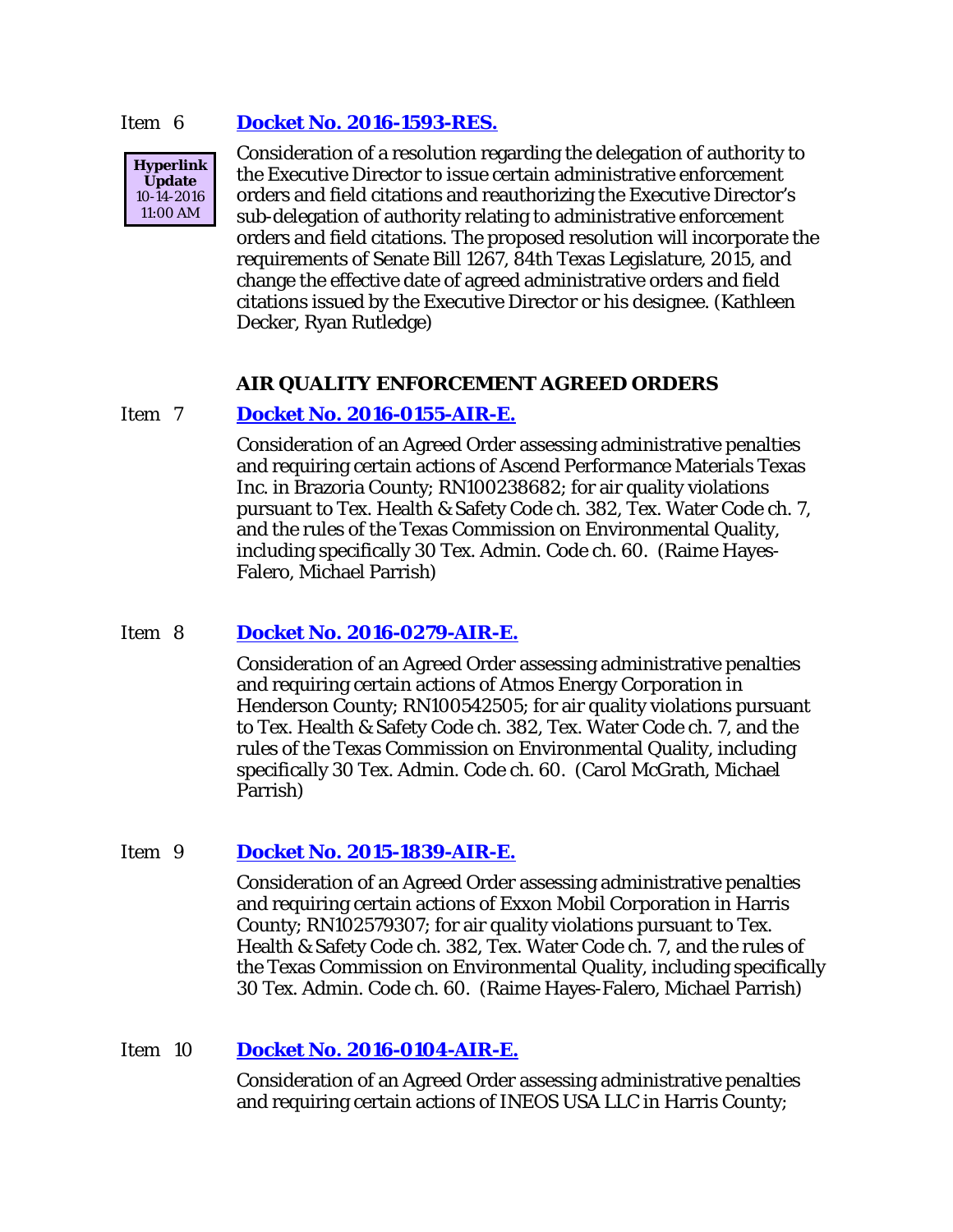Item 6 **Docket No. 2016-1593-RES.**

**Hyperlink Update** 10-14-2016 11:00 AM

Consideration of a resolution regarding the delegation of authority to the Executive Director to issue certain administrative enforcement orders and field citations and reauthorizing the Executive Director's sub-delegation of authority relating to administrative enforcement orders and field citations. The proposed resolution will incorporate the requirements of Senate Bill 1267, 84th Texas Legislature, 2015, and change the effective date of agreed administrative orders and field citations issued by the Executive Director or his designee. (Kathleen Decker, Ryan Rutledge)

## AIR QUALITY ENFORCEMENT AGREED ORDERS

Item 7 **Docket No. 2016-0155-AIR-E.**

Consideration of an Agreed Order assessing administrative penalties and requiring certain actions of Ascend Performance Materials Texas Inc. in Brazoria County; RN100238682; for air quality violations pursuant to Tex. Health & Safety Code ch. 382, Tex. Water Code ch. 7, and the rules of the Texas Commission on Environmental Quality, including specifically 30 Tex. Admin. Code ch. 60. (Raime Hayes-Falero, Michael Parrish)

Item 8 **Docket No. 2016-0279-AIR-E.**

Consideration of an Agreed Order assessing administrative penalties and requiring certain actions of Atmos Energy Corporation in Henderson County; RN100542505; for air quality violations pursuant to Tex. Health & Safety Code ch. 382, Tex. Water Code ch. 7, and the rules of the Texas Commission on Environmental Quality, including specifically 30 Tex. Admin. Code ch. 60. (Carol McGrath, Michael Parrish)

Item 9 **Docket No. 2015-1839-AIR-E.**

Consideration of an Agreed Order assessing administrative penalties and requiring certain actions of Exxon Mobil Corporation in Harris County; RN102579307; for air quality violations pursuant to Tex. Health & Safety Code ch. 382, Tex. Water Code ch. 7, and the rules of the Texas Commission on Environmental Quality, including specifically 30 Tex. Admin. Code ch. 60. (Raime Hayes-Falero, Michael Parrish)

Item 10 **Docket No. 2016-0104-AIR-E.**

Consideration of an Agreed Order assessing administrative penalties and requiring certain actions of INEOS USA LLC in Harris County;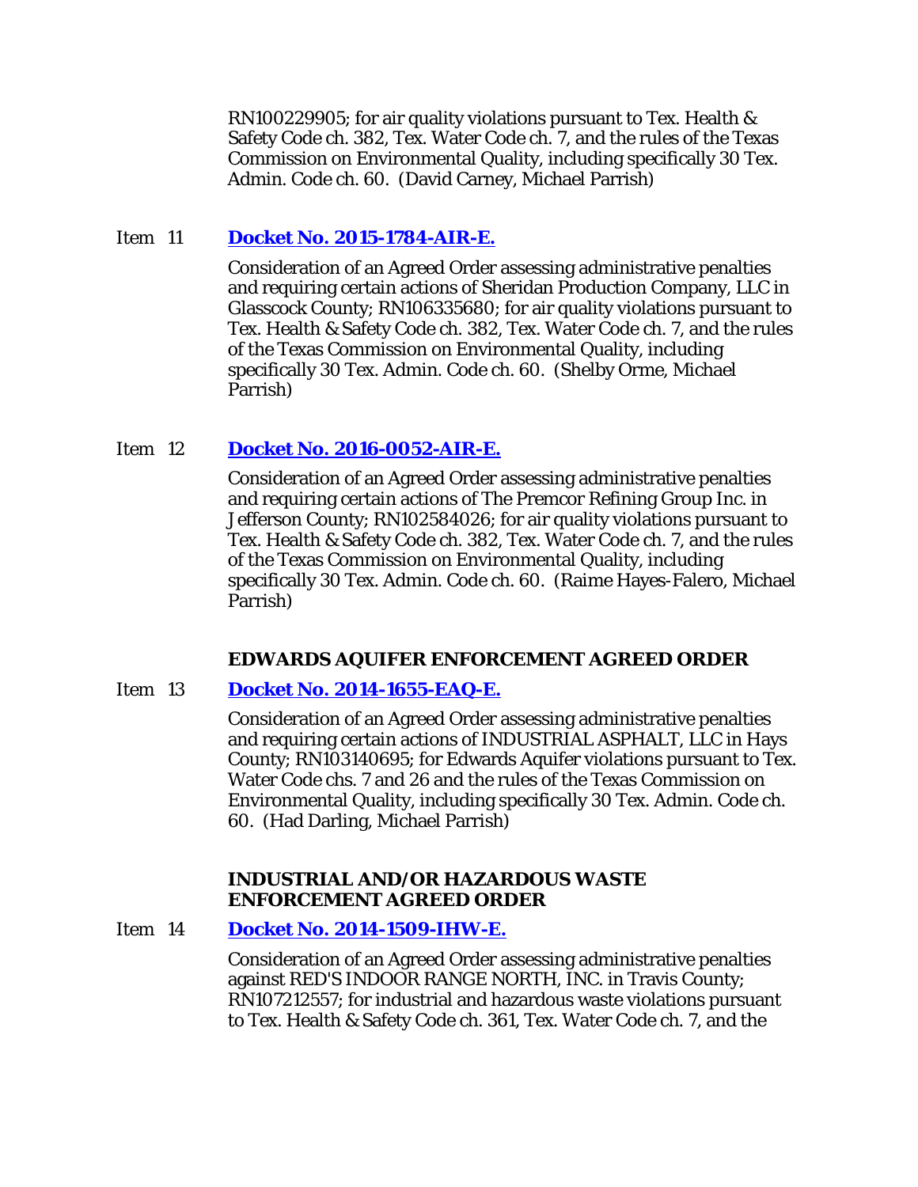RN100229905; for air quality violations pursuant to Tex. Health & Safety Code ch. 382, Tex. Water Code ch. 7, and the rules of the Texas Commission on Environmental Quality, including specifically 30 Tex. Admin. Code ch. 60. (David Carney, Michael Parrish)

Item 11 **Docket No. 2015-1784-AIR-E.**

Consideration of an Agreed Order assessing administrative penalties and requiring certain actions of Sheridan Production Company, LLC in Glasscock County; RN106335680; for air quality violations pursuant to Tex. Health & Safety Code ch. 382, Tex. Water Code ch. 7, and the rules of the Texas Commission on Environmental Quality, including specifically 30 Tex. Admin. Code ch. 60. (Shelby Orme, Michael Parrish)

Item 12 **Docket No. 2016-0052-AIR-E.**

Consideration of an Agreed Order assessing administrative penalties and requiring certain actions of The Premcor Refining Group Inc. in Jefferson County; RN102584026; for air quality violations pursuant to Tex. Health & Safety Code ch. 382, Tex. Water Code ch. 7, and the rules of the Texas Commission on Environmental Quality, including specifically 30 Tex. Admin. Code ch. 60. (Raime Hayes-Falero, Michael Parrish)

**EDWARDS AQUIFER ENFORCEMENT AGREED ORDER**

Item 13 **Docket No. 2014-1655-EAQ-E.**

Consideration of an Agreed Order assessing administrative penalties and requiring certain actions of INDUSTRIAL ASPHALT, LLC in Hays County; RN103140695; for Edwards Aquifer violations pursuant to Tex. Water Code chs. 7 and 26 and the rules of the Texas Commission on Environmental Quality, including specifically 30 Tex. Admin. Code ch. 60. (Had Darling, Michael Parrish)

**INDUSTRIAL AND/OR HAZARDOUS WASTE ENFORCEMENT AGREED ORDER**

Item 14 **Docket No. 2014-1509-IHW-E.**

Consideration of an Agreed Order assessing administrative penalties against RED'S INDOOR RANGE NORTH, INC. in Travis County; RN107212557; for industrial and hazardous waste violations pursuant to Tex. Health & Safety Code ch. 361, Tex. Water Code ch. 7, and the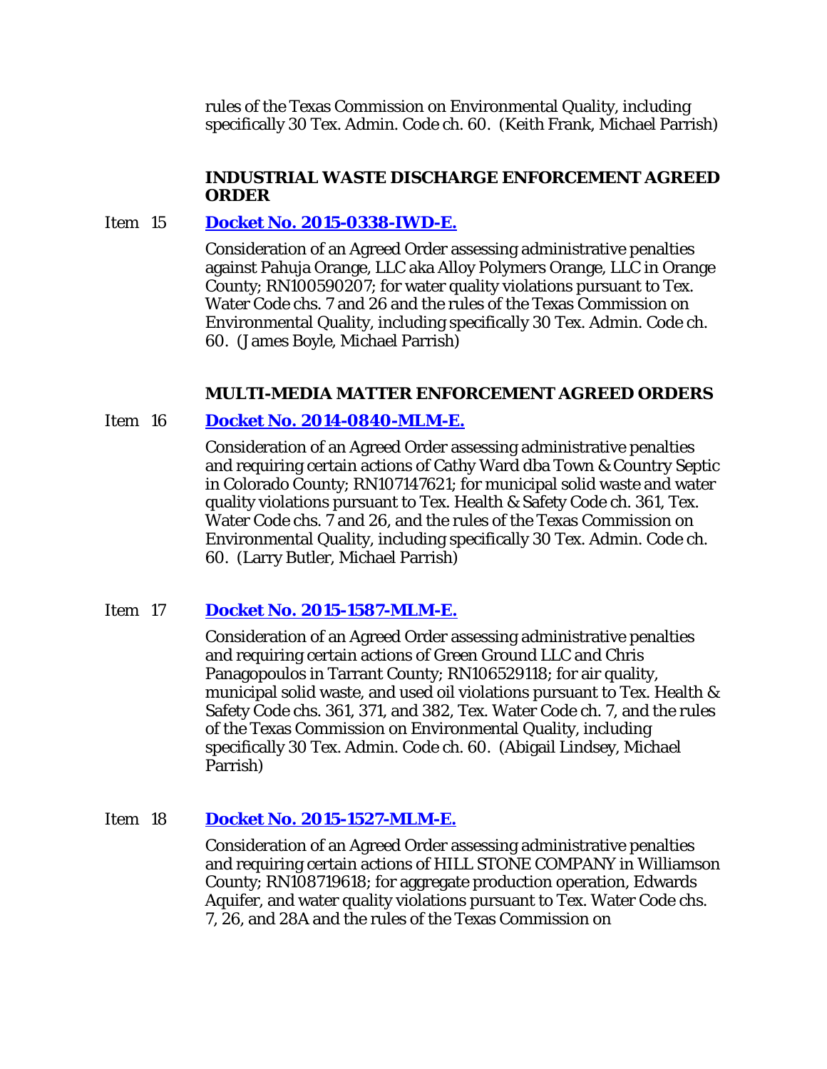rules of the Texas Commission on Environmental Quality, including specifically 30 Tex. Admin. Code ch. 60. (Keith Frank, Michael Parrish)

### INDUSTRIAL WASTE DISCHARGE ENFORCEMENT AGREED ORDER

Item 15 **Docket No. 2015-0338-IWD-E.**

Consideration of an Agreed Order assessing administrative penalties against Pahuja Orange, LLC aka Alloy Polymers Orange, LLC in Orange County; RN100590207; for water quality violations pursuant to Tex. Water Code chs. 7 and 26 and the rules of the Texas Commission on Environmental Quality, including specifically 30 Tex. Admin. Code ch. 60. (James Boyle, Michael Parrish)

### MULTI-MEDIA MATTER ENFORCEMENT AGREED ORDERS

Item 16 **Docket No. 2014-0840-MLM-E.**

Consideration of an Agreed Order assessing administrative penalties and requiring certain actions of Cathy Ward dba Town & Country Septic in Colorado County; RN107147621; for municipal solid waste and water quality violations pursuant to Tex. Health & Safety Code ch. 361, Tex. Water Code chs. 7 and 26, and the rules of the Texas Commission on Environmental Quality, including specifically 30 Tex. Admin. Code ch. 60. (Larry Butler, Michael Parrish)

Item 17 **Docket No. 2015-1587-MLM-E.**

Consideration of an Agreed Order assessing administrative penalties and requiring certain actions of Green Ground LLC and Chris Panagopoulos in Tarrant County; RN106529118; for air quality, municipal solid waste, and used oil violations pursuant to Tex. Health & Safety Code chs. 361, 371, and 382, Tex. Water Code ch. 7, and the rules of the Texas Commission on Environmental Quality, including specifically 30 Tex. Admin. Code ch. 60. (Abigail Lindsey, Michael Parrish)

Item 18 **Docket No. 2015-1527-MLM-E.**

Consideration of an Agreed Order assessing administrative penalties and requiring certain actions of HILL STONE COMPANY in Williamson County; RN108719618; for aggregate production operation, Edwards Aquifer, and water quality violations pursuant to Tex. Water Code chs. 7, 26, and 28A and the rules of the Texas Commission on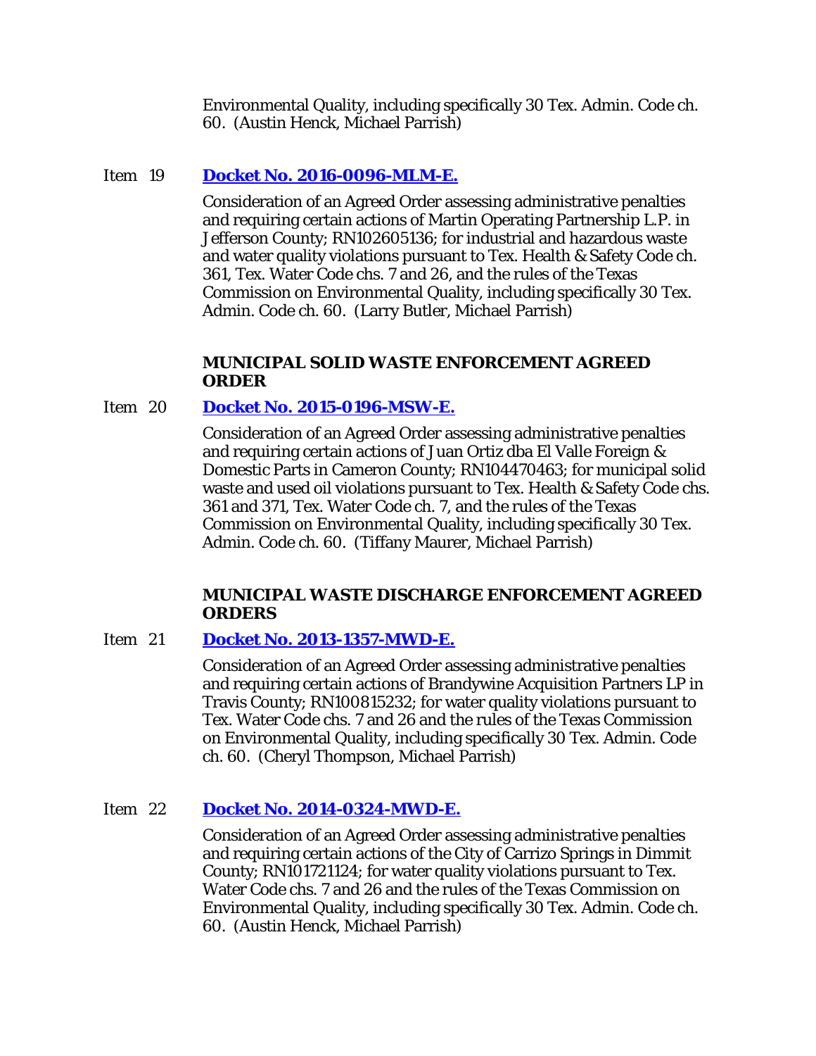Environmental Quality, including specifically 30 Tex. Admin. Code ch. 60. (Austin Henck, Michael Parrish)

Item 19 **Docket No. 2016-0096-MLM-E.**

Consideration of an Agreed Order assessing administrative penalties and requiring certain actions of Martin Operating Partnership L.P. in Jefferson County; RN102605136; for industrial and hazardous waste and water quality violations pursuant to Tex. Health & Safety Code ch. 361, Tex. Water Code chs. 7 and 26, and the rules of the Texas Commission on Environmental Quality, including specifically 30 Tex. Admin. Code ch. 60. (Larry Butler, Michael Parrish)

**MUNICIPAL SOLID WASTE ENFORCEMENT AGREED ORDER**

Item 20 **Docket No. 2015-0196-MSW-E.**

Consideration of an Agreed Order assessing administrative penalties and requiring certain actions of Juan Ortiz dba El Valle Foreign & Domestic Parts in Cameron County; RN104470463; for municipal solid waste and used oil violations pursuant to Tex. Health & Safety Code chs. 361 and 371, Tex. Water Code ch. 7, and the rules of the Texas Commission on Environmental Quality, including specifically 30 Tex. Admin. Code ch. 60. (Tiffany Maurer, Michael Parrish)

**MUNICIPAL WASTE DISCHARGE ENFORCEMENT AGREED ORDERS**

Item 21 **Docket No. 2013-1357-MWD-E.**

Consideration of an Agreed Order assessing administrative penalties and requiring certain actions of Brandywine Acquisition Partners LP in Travis County; RN100815232; for water quality violations pursuant to Tex. Water Code chs. 7 and 26 and the rules of the Texas Commission on Environmental Quality, including specifically 30 Tex. Admin. Code ch. 60. (Cheryl Thompson, Michael Parrish)

Item 22 **Docket No. 2014-0324-MWD-E.**

Consideration of an Agreed Order assessing administrative penalties and requiring certain actions of the City of Carrizo Springs in Dimmit County; RN101721124; for water quality violations pursuant to Tex. Water Code chs. 7 and 26 and the rules of the Texas Commission on Environmental Quality, including specifically 30 Tex. Admin. Code ch. 60. (Austin Henck, Michael Parrish)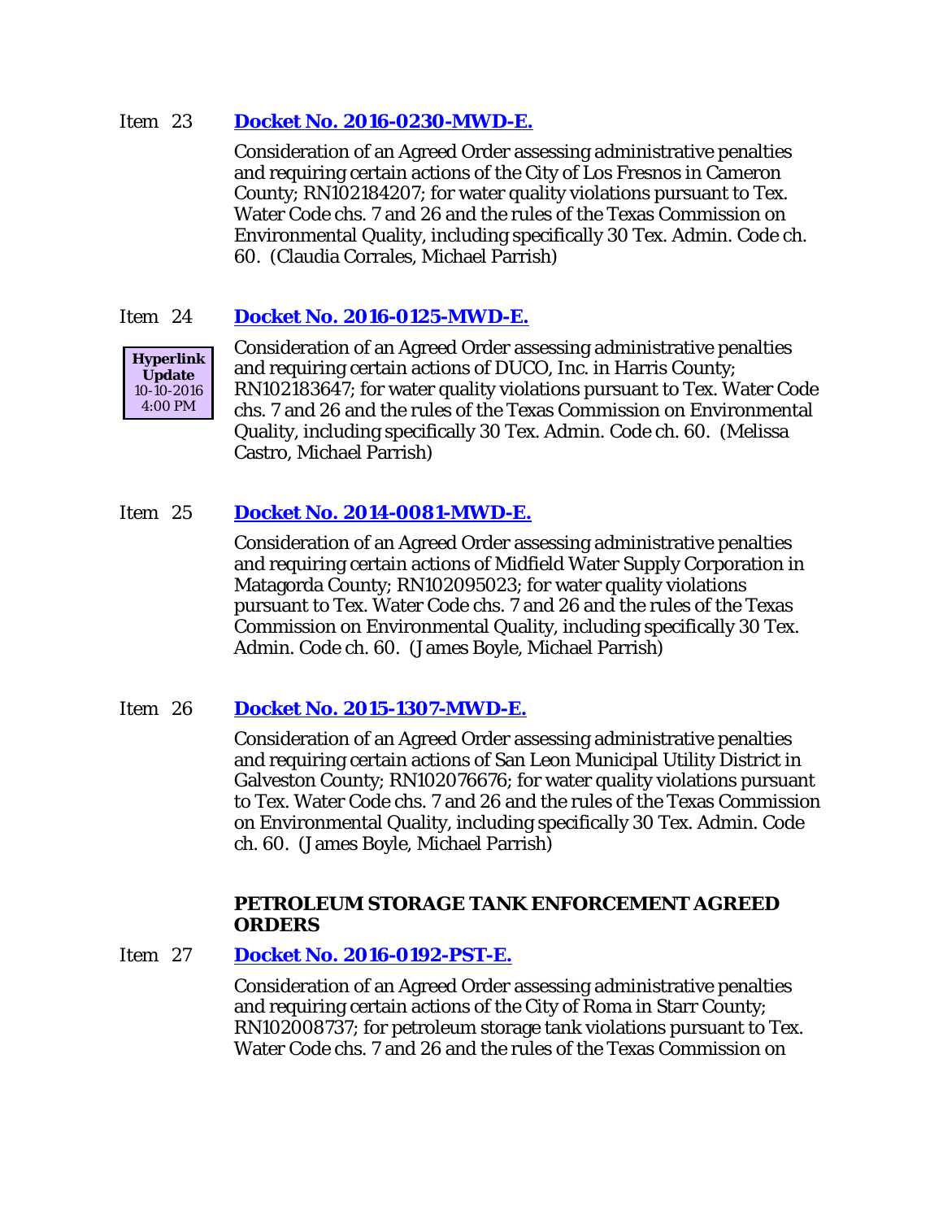Item 23 **Docket No. 2016-0230-MWD-E.**

Consideration of an Agreed Order assessing administrative penalties and requiring certain actions of the City of Los Fresnos in Cameron County; RN102184207; for water quality violations pursuant to Tex. Water Code chs. 7 and 26 and the rules of the Texas Commission on Environmental Quality, including specifically 30 Tex. Admin. Code ch. 60. (Claudia Corrales, Michael Parrish)

Item 24 **Docket No. 2016-0125-MWD-E.**

**Hyperlink Update** 10-10-2016 4:00 PM

Consideration of an Agreed Order assessing administrative penalties and requiring certain actions of DUCO, Inc. in Harris County; RN102183647; for water quality violations pursuant to Tex. Water Code chs. 7 and 26 and the rules of the Texas Commission on Environmental Quality, including specifically 30 Tex. Admin. Code ch. 60. (Melissa Castro, Michael Parrish)

Item 25 **Docket No. 2014-0081-MWD-E.**

Consideration of an Agreed Order assessing administrative penalties and requiring certain actions of Midfield Water Supply Corporation in Matagorda County; RN102095023; for water quality violations pursuant to Tex. Water Code chs. 7 and 26 and the rules of the Texas Commission on Environmental Quality, including specifically 30 Tex. Admin. Code ch. 60. (James Boyle, Michael Parrish)

Item 26 **Docket No. 2015-1307-MWD-E.**

Consideration of an Agreed Order assessing administrative penalties and requiring certain actions of San Leon Municipal Utility District in Galveston County; RN102076676; for water quality violations pursuant to Tex. Water Code chs. 7 and 26 and the rules of the Texas Commission on Environmental Quality, including specifically 30 Tex. Admin. Code ch. 60. (James Boyle, Michael Parrish)

**PETROLEUM STORAGE TANK ENFORCEMENT AGREED ORDERS**

Item 27 **Docket No. 2016-0192-PST-E.**

Consideration of an Agreed Order assessing administrative penalties and requiring certain actions of the City of Roma in Starr County; RN102008737; for petroleum storage tank violations pursuant to Tex. Water Code chs. 7 and 26 and the rules of the Texas Commission on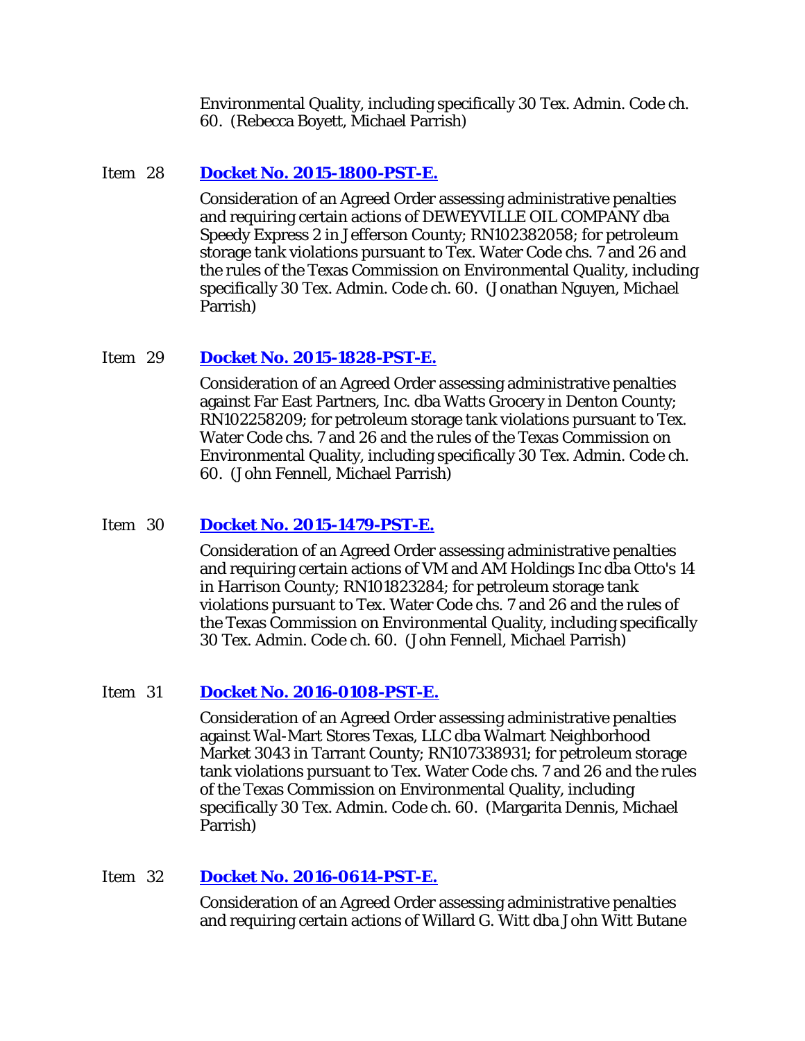Environmental Quality, including specifically 30 Tex. Admin. Code ch. 60. (Rebecca Boyett, Michael Parrish)

Item 28 **Docket No. 2015-1800-PST-E.**

Consideration of an Agreed Order assessing administrative penalties and requiring certain actions of DEWEYVILLE OIL COMPANY dba Speedy Express 2 in Jefferson County; RN102382058; for petroleum storage tank violations pursuant to Tex. Water Code chs. 7 and 26 and the rules of the Texas Commission on Environmental Quality, including specifically 30 Tex. Admin. Code ch. 60. (Jonathan Nguyen, Michael Parrish)

Item 29 **Docket No. 2015-1828-PST-E.**

Consideration of an Agreed Order assessing administrative penalties against Far East Partners, Inc. dba Watts Grocery in Denton County; RN102258209; for petroleum storage tank violations pursuant to Tex. Water Code chs. 7 and 26 and the rules of the Texas Commission on Environmental Quality, including specifically 30 Tex. Admin. Code ch. 60. (John Fennell, Michael Parrish)

Item 30 **Docket No. 2015-1479-PST-E.**

Consideration of an Agreed Order assessing administrative penalties and requiring certain actions of VM and AM Holdings Inc dba Otto's 14 in Harrison County; RN101823284; for petroleum storage tank violations pursuant to Tex. Water Code chs. 7 and 26 and the rules of the Texas Commission on Environmental Quality, including specifically 30 Tex. Admin. Code ch. 60. (John Fennell, Michael Parrish)

Item 31 **Docket No. 2016-0108-PST-E.**

Consideration of an Agreed Order assessing administrative penalties against Wal-Mart Stores Texas, LLC dba Walmart Neighborhood Market 3043 in Tarrant County; RN107338931; for petroleum storage tank violations pursuant to Tex. Water Code chs. 7 and 26 and the rules of the Texas Commission on Environmental Quality, including specifically 30 Tex. Admin. Code ch. 60. (Margarita Dennis, Michael Parrish)

Item 32 **Docket No. 2016-0614-PST-E.**

Consideration of an Agreed Order assessing administrative penalties and requiring certain actions of Willard G. Witt dba John Witt Butane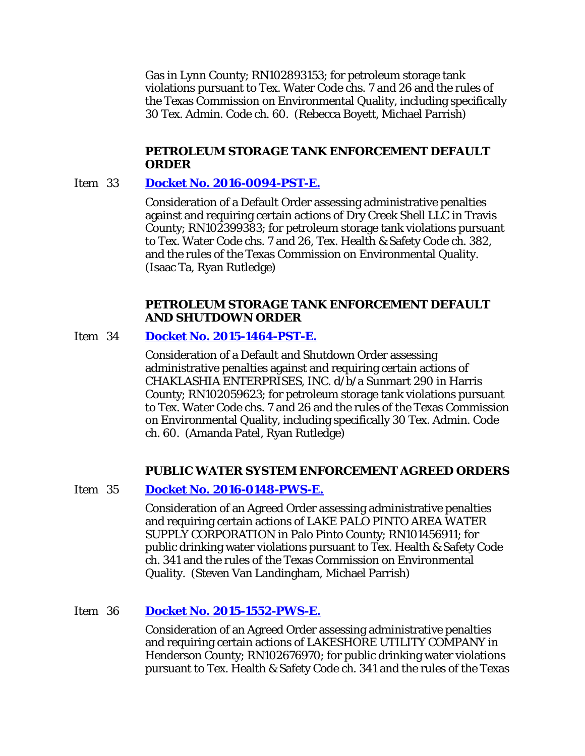Gas in Lynn County; RN102893153; for petroleum storage tank violations pursuant to Tex. Water Code chs. 7 and 26 and the rules of the Texas Commission on Environmental Quality, including specifically 30 Tex. Admin. Code ch. 60. (Rebecca Boyett, Michael Parrish)

**PETROLEUM STORAGE TANK ENFORCEMENT DEFAULT ORDER**

Item 33 **Docket No. 2016-0094-PST-E.**

Consideration of a Default Order assessing administrative penalties against and requiring certain actions of Dry Creek Shell LLC in Travis County; RN102399383; for petroleum storage tank violations pursuant to Tex. Water Code chs. 7 and 26, Tex. Health & Safety Code ch. 382, and the rules of the Texas Commission on Environmental Quality. (Isaac Ta, Ryan Rutledge)

**PETROLEUM STORAGE TANK ENFORCEMENT DEFAULT AND SHUTDOWN ORDER**

Item 34 **Docket No. 2015-1464-PST-E.**

Consideration of a Default and Shutdown Order assessing administrative penalties against and requiring certain actions of CHAKLASHIA ENTERPRISES, INC. d/b/a Sunmart 290 in Harris County; RN102059623; for petroleum storage tank violations pursuant to Tex. Water Code chs. 7 and 26 and the rules of the Texas Commission on Environmental Quality, including specifically 30 Tex. Admin. Code ch. 60. (Amanda Patel, Ryan Rutledge)

**PUBLIC WATER SYSTEM ENFORCEMENT AGREED ORDERS**

Item 35 **Docket No. 2016-0148-PWS-E.**

Consideration of an Agreed Order assessing administrative penalties and requiring certain actions of LAKE PALO PINTO AREA WATER SUPPLY CORPORATION in Palo Pinto County; RN101456911; for public drinking water violations pursuant to Tex. Health & Safety Code ch. 341 and the rules of the Texas Commission on Environmental Quality. (Steven Van Landingham, Michael Parrish)

Item 36 **Docket No. 2015-1552-PWS-E.**

Consideration of an Agreed Order assessing administrative penalties and requiring certain actions of LAKESHORE UTILITY COMPANY in Henderson County; RN102676970; for public drinking water violations pursuant to Tex. Health & Safety Code ch. 341 and the rules of the Texas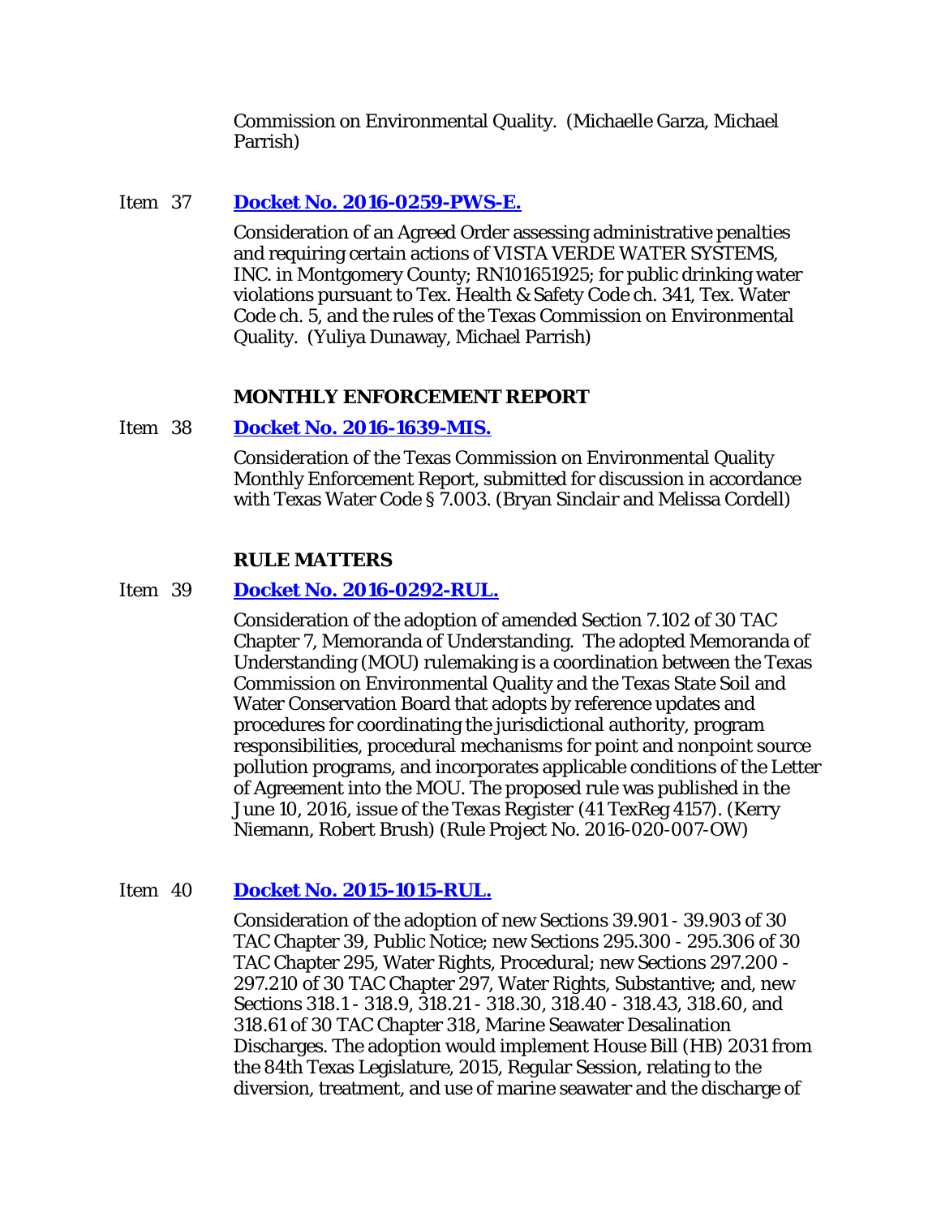Commission on Environmental Quality. (Michaelle Garza, Michael Parrish)

Item 37 **[Docket No. 2016-0259-PWS-E.]()**

Consideration of an Agreed Order assessing administrative penalties and requiring certain actions of VISTA VERDE WATER SYSTEMS, INC. in Montgomery County; RN101651925; for public drinking water violations pursuant to Tex. Health & Safety Code ch. 341, Tex. Water Code ch. 5, and the rules of the Texas Commission on Environmental Quality. (Yuliya Dunaway, Michael Parrish)

**MONTHLY ENFORCEMENT REPORT**

Item 38 **[Docket No. 2016-1639-MIS.]()**

Consideration of the Texas Commission on Environmental Quality Monthly Enforcement Report, submitted for discussion in accordance with Texas Water Code § 7.003. (Bryan Sinclair and Melissa Cordell)

**RULE MATTERS**

Item 39 **[Docket No. 2016-0292-RUL.]()**

Consideration of the adoption of amended Section 7.102 of 30 TAC Chapter 7, Memoranda of Understanding. The adopted Memoranda of Understanding (MOU) rulemaking is a coordination between the Texas Commission on Environmental Quality and the Texas State Soil and Water Conservation Board that adopts by reference updates and procedures for coordinating the jurisdictional authority, program responsibilities, procedural mechanisms for point and nonpoint source pollution programs, and incorporates applicable conditions of the Letter of Agreement into the MOU. The proposed rule was published in the June 10, 2016, issue of the *Texas Register* (41 TexReg 4157). (Kerry Niemann, Robert Brush) (Rule Project No. 2016-020-007-OW)

Item 40 **[Docket No. 2015-1015-RUL.]()**

Consideration of the adoption of new Sections 39.901 - 39.903 of 30 TAC Chapter 39, Public Notice; new Sections 295.300 - 295.306 of 30 TAC Chapter 295, Water Rights, Procedural; new Sections 297.200 - 297.210 of 30 TAC Chapter 297, Water Rights, Substantive; and, new Sections 318.1 - 318.9, 318.21 - 318.30, 318.40 - 318.43, 318.60, and 318.61 of 30 TAC Chapter 318, Marine Seawater Desalination Discharges. The adoption would implement House Bill (HB) 2031 from the 84th Texas Legislature, 2015, Regular Session, relating to the diversion, treatment, and use of marine seawater and the discharge of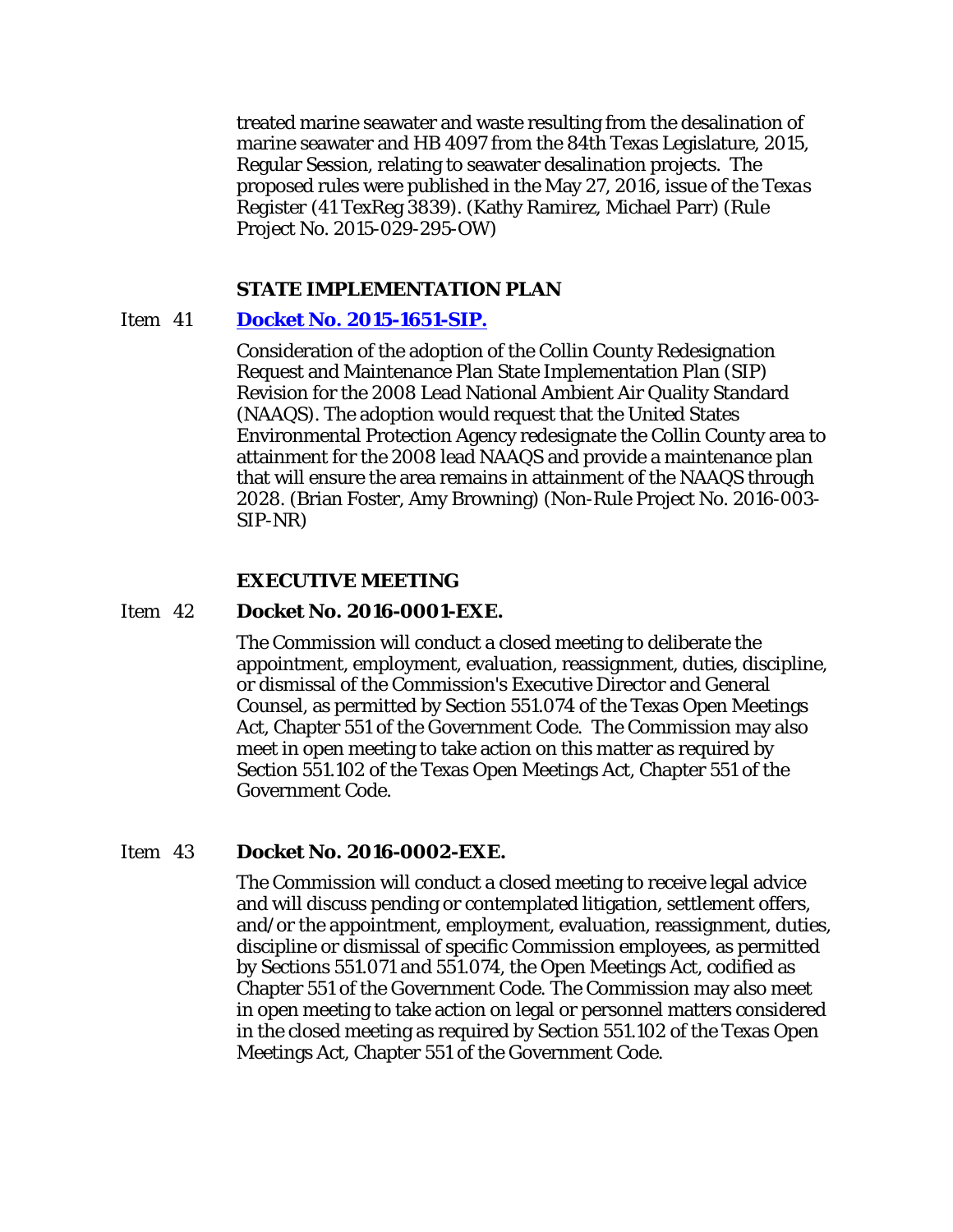treated marine seawater and waste resulting from the desalination of marine seawater and HB 4097 from the 84th Texas Legislature, 2015, Regular Session, relating to seawater desalination projects. The proposed rules were published in the May 27, 2016, issue of the *Texas Register* (41 TexReg 3839). (Kathy Ramirez, Michael Parr) (Rule Project No. 2015-029-295-OW)

## STATE IMPLEMENTATION PLAN

Item 41 **Docket No. 2015-1651-SIP.**

Consideration of the adoption of the Collin County Redesignation Request and Maintenance Plan State Implementation Plan (SIP) Revision for the 2008 Lead National Ambient Air Quality Standard (NAAQS). The adoption would request that the United States Environmental Protection Agency redesignate the Collin County area to attainment for the 2008 lead NAAQS and provide a maintenance plan that will ensure the area remains in attainment of the NAAQS through 2028. (Brian Foster, Amy Browning) (Non-Rule Project No. 2016-003-SIP-NR)

## EXECUTIVE MEETING

Item 42 **Docket No. 2016-0001-EXE.**

The Commission will conduct a closed meeting to deliberate the appointment, employment, evaluation, reassignment, duties, discipline, or dismissal of the Commission's Executive Director and General Counsel, as permitted by Section 551.074 of the Texas Open Meetings Act, Chapter 551 of the Government Code. The Commission may also meet in open meeting to take action on this matter as required by Section 551.102 of the Texas Open Meetings Act, Chapter 551 of the Government Code.

Item 43 **Docket No. 2016-0002-EXE.**

The Commission will conduct a closed meeting to receive legal advice and will discuss pending or contemplated litigation, settlement offers, and/or the appointment, employment, evaluation, reassignment, duties, discipline or dismissal of specific Commission employees, as permitted by Sections 551.071 and 551.074, the Open Meetings Act, codified as Chapter 551 of the Government Code. The Commission may also meet in open meeting to take action on legal or personnel matters considered in the closed meeting as required by Section 551.102 of the Texas Open Meetings Act, Chapter 551 of the Government Code.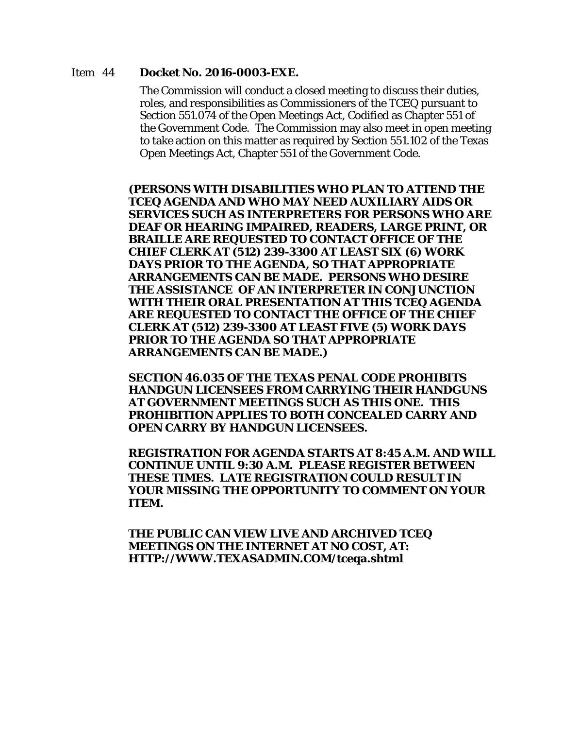Item 44 **Docket No. 2016-0003-EXE.**

The Commission will conduct a closed meeting to discuss their duties, roles, and responsibilities as Commissioners of the TCEQ pursuant to Section 551.074 of the Open Meetings Act, Codified as Chapter 551 of the Government Code. The Commission may also meet in open meeting to take action on this matter as required by Section 551.102 of the Texas Open Meetings Act, Chapter 551 of the Government Code.

**(PERSONS WITH DISABILITIES WHO PLAN TO ATTEND THE TCEQ AGENDA AND WHO MAY NEED AUXILIARY AIDS OR SERVICES SUCH AS INTERPRETERS FOR PERSONS WHO ARE DEAF OR HEARING IMPAIRED, READERS, LARGE PRINT, OR BRAILLE ARE REQUESTED TO CONTACT OFFICE OF THE CHIEF CLERK AT (512) 239-3300 AT LEAST SIX (6) WORK DAYS PRIOR TO THE AGENDA, SO THAT APPROPRIATE ARRANGEMENTS CAN BE MADE. PERSONS WHO DESIRE THE ASSISTANCE OF AN INTERPRETER IN CONJUNCTION WITH THEIR ORAL PRESENTATION AT THIS TCEQ AGENDA ARE REQUESTED TO CONTACT THE OFFICE OF THE CHIEF CLERK AT (512) 239-3300 AT LEAST FIVE (5) WORK DAYS PRIOR TO THE AGENDA SO THAT APPROPRIATE ARRANGEMENTS CAN BE MADE.)**

**SECTION 46.035 OF THE TEXAS PENAL CODE PROHIBITS HANDGUN LICENSEES FROM CARRYING THEIR HANDGUNS AT GOVERNMENT MEETINGS SUCH AS THIS ONE. THIS PROHIBITION APPLIES TO BOTH CONCEALED CARRY AND OPEN CARRY BY HANDGUN LICENSEES.**

**REGISTRATION FOR AGENDA STARTS AT 8:45 A.M. AND WILL CONTINUE UNTIL 9:30 A.M. PLEASE REGISTER BETWEEN THESE TIMES. LATE REGISTRATION COULD RESULT IN YOUR MISSING THE OPPORTUNITY TO COMMENT ON YOUR ITEM.**

**THE PUBLIC CAN VIEW LIVE AND ARCHIVED TCEQ MEETINGS ON THE INTERNET AT NO COST, AT: HTTP://WWW.TEXASADMIN.COM/tceqa.shtml**